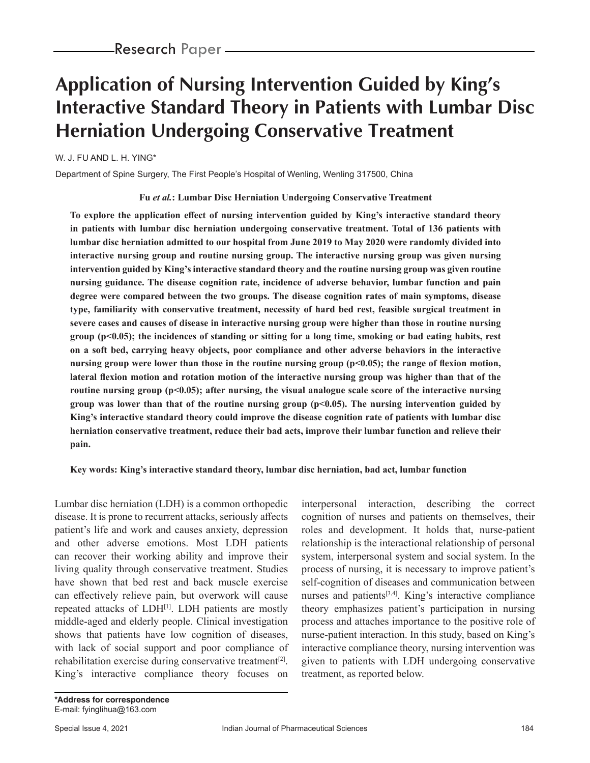# Application of Nursing Intervention Guided by King's Interactive Standard Theory in Patients with Lumbar Disc Herniation Undergoing Conservative Treatment

W. J. FU AND L. H. YING*

Department of Spine Surgery, The First People's Hospital of Wenling, Wenling 317500, China

**Fu *et al.*: Lumbar Disc Herniation Undergoing Conservative Treatment**

**To explore the application effect of nursing intervention guided by King's interactive standard theory in patients with lumbar disc herniation undergoing conservative treatment. Total of 136 patients with lumbar disc herniation admitted to our hospital from June 2019 to May 2020 were randomly divided into interactive nursing group and routine nursing group. The interactive nursing group was given nursing intervention guided by King's interactive standard theory and the routine nursing group was given routine nursing guidance. The disease cognition rate, incidence of adverse behavior, lumbar function and pain degree were compared between the two groups. The disease cognition rates of main symptoms, disease type, familiarity with conservative treatment, necessity of hard bed rest, feasible surgical treatment in severe cases and causes of disease in interactive nursing group were higher than those in routine nursing group ($p<0.05$); the incidences of standing or sitting for a long time, smoking or bad eating habits, rest on a soft bed, carrying heavy objects, poor compliance and other adverse behaviors in the interactive nursing group were lower than those in the routine nursing group ($p<0.05$); the range of flexion motion, lateral flexion motion and rotation motion of the interactive nursing group was higher than that of the routine nursing group ($p<0.05$); after nursing, the visual analogue scale score of the interactive nursing group was lower than that of the routine nursing group ($p<0.05$). The nursing intervention guided by King's interactive standard theory could improve the disease cognition rate of patients with lumbar disc herniation conservative treatment, reduce their bad acts, improve their lumbar function and relieve their pain.**

**Key words: King's interactive standard theory, lumbar disc herniation, bad act, lumbar function**

Lumbar disc herniation (LDH) is a common orthopedic disease. It is prone to recurrent attacks, seriously affects patient's life and work and causes anxiety, depression and other adverse emotions. Most LDH patients can recover their working ability and improve their living quality through conservative treatment. Studies have shown that bed rest and back muscle exercise can effectively relieve pain, but overwork will cause repeated attacks of LDH[1]. LDH patients are mostly middle-aged and elderly people. Clinical investigation shows that patients have low cognition of diseases, with lack of social support and poor compliance of rehabilitation exercise during conservative treatment[2]. King's interactive compliance theory focuses on interpersonal interaction, describing the correct cognition of nurses and patients on themselves, their roles and development. It holds that, nurse-patient relationship is the interactional relationship of personal system, interpersonal system and social system. In the process of nursing, it is necessary to improve patient's self-cognition of diseases and communication between nurses and patients[3,4]. King's interactive compliance theory emphasizes patient's participation in nursing process and attaches importance to the positive role of nurse-patient interaction. In this study, based on King's interactive compliance theory, nursing intervention was given to patients with LDH undergoing conservative treatment, as reported below.

**\*Address for correspondence**
E-mail: fyinglihua@163.com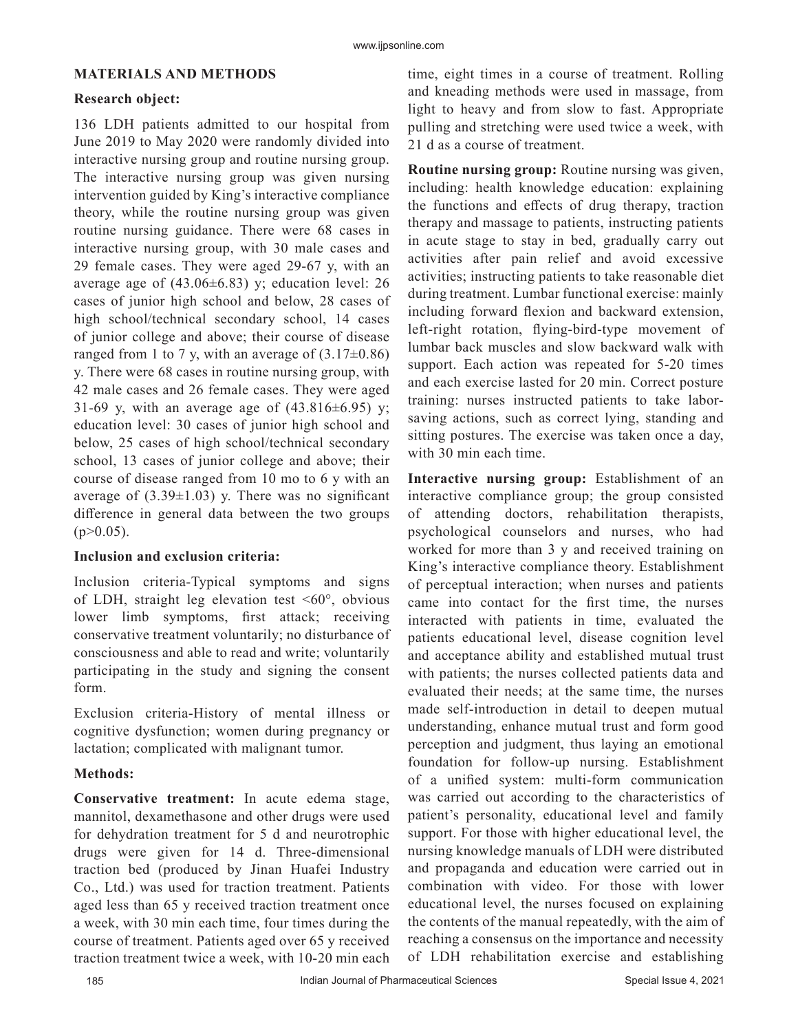## MATERIALS AND METHODS

### Research object:

136 LDH patients admitted to our hospital from June 2019 to May 2020 were randomly divided into interactive nursing group and routine nursing group. The interactive nursing group was given nursing intervention guided by King's interactive compliance theory, while the routine nursing group was given routine nursing guidance. There were 68 cases in interactive nursing group, with 30 male cases and 29 female cases. They were aged 29-67 y, with an average age of (43.06±6.83) y; education level: 26 cases of junior high school and below, 28 cases of high school/technical secondary school, 14 cases of junior college and above; their course of disease ranged from 1 to 7 y, with an average of (3.17±0.86) y. There were 68 cases in routine nursing group, with 42 male cases and 26 female cases. They were aged 31-69 y, with an average age of (43.816±6.95) y; education level: 30 cases of junior high school and below, 25 cases of high school/technical secondary school, 13 cases of junior college and above; their course of disease ranged from 10 mo to 6 y with an average of (3.39±1.03) y. There was no significant difference in general data between the two groups ($p>0.05$).

### Inclusion and exclusion criteria:

Inclusion criteria-Typical symptoms and signs of LDH, straight leg elevation test <60°, obvious lower limb symptoms, first attack; receiving conservative treatment voluntarily; no disturbance of consciousness and able to read and write; voluntarily participating in the study and signing the consent form.

Exclusion criteria-History of mental illness or cognitive dysfunction; women during pregnancy or lactation; complicated with malignant tumor.

### Methods:

**Conservative treatment:** In acute edema stage, mannitol, dexamethasone and other drugs were used for dehydration treatment for 5 d and neurotrophic drugs were given for 14 d. Three-dimensional traction bed (produced by Jinan Huafei Industry Co., Ltd.) was used for traction treatment. Patients aged less than 65 y received traction treatment once a week, with 30 min each time, four times during the course of treatment. Patients aged over 65 y received traction treatment twice a week, with 10-20 min each time, eight times in a course of treatment. Rolling and kneading methods were used in massage, from light to heavy and from slow to fast. Appropriate pulling and stretching were used twice a week, with 21 d as a course of treatment.

**Routine nursing group:** Routine nursing was given, including: health knowledge education: explaining the functions and effects of drug therapy, traction therapy and massage to patients, instructing patients in acute stage to stay in bed, gradually carry out activities after pain relief and avoid excessive activities; instructing patients to take reasonable diet during treatment. Lumbar functional exercise: mainly including forward flexion and backward extension, left-right rotation, flying-bird-type movement of lumbar back muscles and slow backward walk with support. Each action was repeated for 5-20 times and each exercise lasted for 20 min. Correct posture training: nurses instructed patients to take labor-saving actions, such as correct lying, standing and sitting postures. The exercise was taken once a day, with 30 min each time.

**Interactive nursing group:** Establishment of an interactive compliance group; the group consisted of attending doctors, rehabilitation therapists, psychological counselors and nurses, who had worked for more than 3 y and received training on King's interactive compliance theory. Establishment of perceptual interaction; when nurses and patients came into contact for the first time, the nurses interacted with patients in time, evaluated the patients educational level, disease cognition level and acceptance ability and established mutual trust with patients; the nurses collected patients data and evaluated their needs; at the same time, the nurses made self-introduction in detail to deepen mutual understanding, enhance mutual trust and form good perception and judgment, thus laying an emotional foundation for follow-up nursing. Establishment of a unified system: multi-form communication was carried out according to the characteristics of patient's personality, educational level and family support. For those with higher educational level, the nursing knowledge manuals of LDH were distributed and propaganda and education were carried out in combination with video. For those with lower educational level, the nurses focused on explaining the contents of the manual repeatedly, with the aim of reaching a consensus on the importance and necessity of LDH rehabilitation exercise and establishing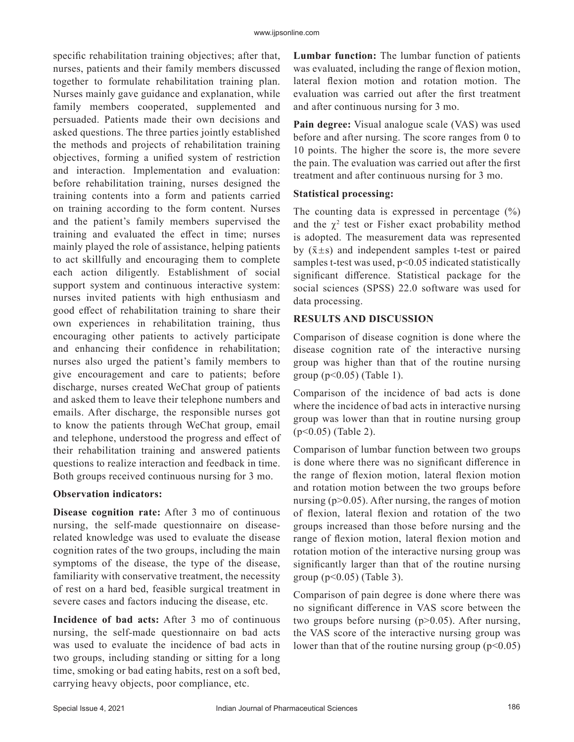specific rehabilitation training objectives; after that, nurses, patients and their family members discussed together to formulate rehabilitation training plan. Nurses mainly gave guidance and explanation, while family members cooperated, supplemented and persuaded. Patients made their own decisions and asked questions. The three parties jointly established the methods and projects of rehabilitation training objectives, forming a unified system of restriction and interaction. Implementation and evaluation: before rehabilitation training, nurses designed the training contents into a form and patients carried on training according to the form content. Nurses and the patient's family members supervised the training and evaluated the effect in time; nurses mainly played the role of assistance, helping patients to act skillfully and encouraging them to complete each action diligently. Establishment of social support system and continuous interactive system: nurses invited patients with high enthusiasm and good effect of rehabilitation training to share their own experiences in rehabilitation training, thus encouraging other patients to actively participate and enhancing their confidence in rehabilitation; nurses also urged the patient's family members to give encouragement and care to patients; before discharge, nurses created WeChat group of patients and asked them to leave their telephone numbers and emails. After discharge, the responsible nurses got to know the patients through WeChat group, email and telephone, understood the progress and effect of their rehabilitation training and answered patients questions to realize interaction and feedback in time. Both groups received continuous nursing for 3 mo.

**Observation indicators:**

**Disease cognition rate:** After 3 mo of continuous nursing, the self-made questionnaire on disease-related knowledge was used to evaluate the disease cognition rates of the two groups, including the main symptoms of the disease, the type of the disease, familiarity with conservative treatment, the necessity of rest on a hard bed, feasible surgical treatment in severe cases and factors inducing the disease, etc.

**Incidence of bad acts:** After 3 mo of continuous nursing, the self-made questionnaire on bad acts was used to evaluate the incidence of bad acts in two groups, including standing or sitting for a long time, smoking or bad eating habits, rest on a soft bed, carrying heavy objects, poor compliance, etc.

**Lumbar function:** The lumbar function of patients was evaluated, including the range of flexion motion, lateral flexion motion and rotation motion. The evaluation was carried out after the first treatment and after continuous nursing for 3 mo.

**Pain degree:** Visual analogue scale (VAS) was used before and after nursing. The score ranges from 0 to 10 points. The higher the score is, the more severe the pain. The evaluation was carried out after the first treatment and after continuous nursing for 3 mo.

**Statistical processing:**

The counting data is expressed in percentage (%) and the $\chi^2$ test or Fisher exact probability method is adopted. The measurement data was represented by ($\bar{x}\pm s$) and independent samples t-test or paired samples t-test was used, $p<0.05$ indicated statistically significant difference. Statistical package for the social sciences (SPSS) 22.0 software was used for data processing.

## RESULTS AND DISCUSSION

Comparison of disease cognition is done where the disease cognition rate of the interactive nursing group was higher than that of the routine nursing group ($p<0.05$) (Table 1).

Comparison of the incidence of bad acts is done where the incidence of bad acts in interactive nursing group was lower than that in routine nursing group ($p<0.05$) (Table 2).

Comparison of lumbar function between two groups is done where there was no significant difference in the range of flexion motion, lateral flexion motion and rotation motion between the two groups before nursing ($p>0.05$). After nursing, the ranges of motion of flexion, lateral flexion and rotation of the two groups increased than those before nursing and the range of flexion motion, lateral flexion motion and rotation motion of the interactive nursing group was significantly larger than that of the routine nursing group ($p<0.05$) (Table 3).

Comparison of pain degree is done where there was no significant difference in VAS score between the two groups before nursing ($p>0.05$). After nursing, the VAS score of the interactive nursing group was lower than that of the routine nursing group ($p<0.05$)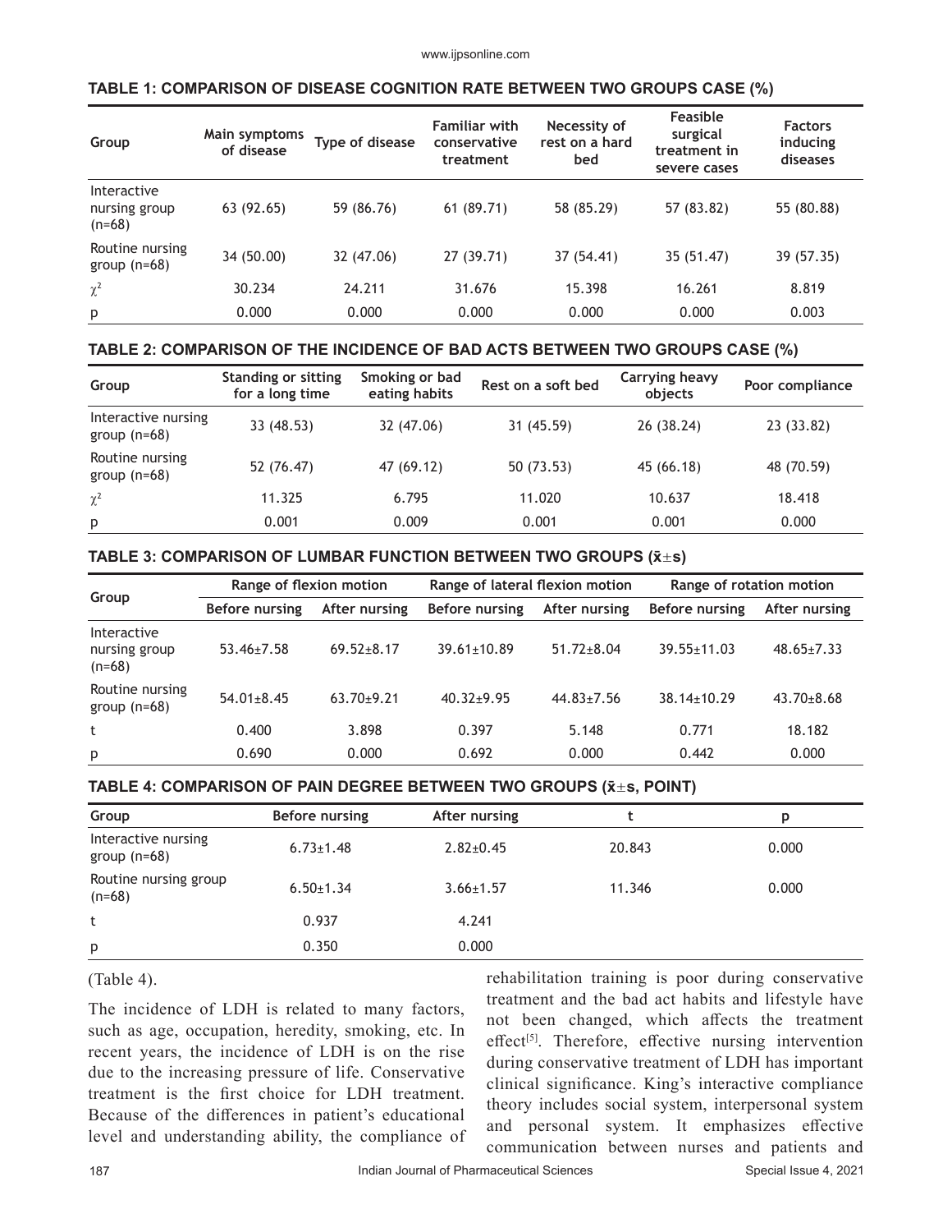**TABLE 1: COMPARISON OF DISEASE COGNITION RATE BETWEEN TWO GROUPS CASE (%)**

| Group | Main symptoms of disease | Type of disease | Familiar with conservative treatment | Necessity of rest on a hard bed | Feasible surgical treatment in severe cases | Factors inducing diseases |
|---|---|---|---|---|---|---|
| Interactive nursing group (n=68) | 63 (92.65) | 59 (86.76) | 61 (89.71) | 58 (85.29) | 57 (83.82) | 55 (80.88) |
| Routine nursing group (n=68) | 34 (50.00) | 32 (47.06) | 27 (39.71) | 37 (54.41) | 35 (51.47) | 39 (57.35) |
| $\chi^2$ | 30.234 | 24.211 | 31.676 | 15.398 | 16.261 | 8.819 |
| p | 0.000 | 0.000 | 0.000 | 0.000 | 0.000 | 0.003 |

**TABLE 2: COMPARISON OF THE INCIDENCE OF BAD ACTS BETWEEN TWO GROUPS CASE (%)**

| Group | Standing or sitting for a long time | Smoking or bad eating habits | Rest on a soft bed | Carrying heavy objects | Poor compliance |
|---|---|---|---|---|---|
| Interactive nursing group (n=68) | 33 (48.53) | 32 (47.06) | 31 (45.59) | 26 (38.24) | 23 (33.82) |
| Routine nursing group (n=68) | 52 (76.47) | 47 (69.12) | 50 (73.53) | 45 (66.18) | 48 (70.59) |
| $\chi^2$ | 11.325 | 6.795 | 11.020 | 10.637 | 18.418 |
| p | 0.001 | 0.009 | 0.001 | 0.001 | 0.000 |

**TABLE 3: COMPARISON OF LUMBAR FUNCTION BETWEEN TWO GROUPS ($\bar{x}\pm s$)**

| Group | Range of flexion motion | | Range of lateral flexion motion | | Range of rotation motion | |
|---|---|---|---|---|---|---|
| | Before nursing | After nursing | Before nursing | After nursing | Before nursing | After nursing |
| Interactive nursing group (n=68) | 53.46±7.58 | 69.52±8.17 | 39.61±10.89 | 51.72±8.04 | 39.55±11.03 | 48.65±7.33 |
| Routine nursing group (n=68) | 54.01±8.45 | 63.70±9.21 | 40.32±9.95 | 44.83±7.56 | 38.14±10.29 | 43.70±8.68 |
| t | 0.400 | 3.898 | 0.397 | 5.148 | 0.771 | 18.182 |
| p | 0.690 | 0.000 | 0.692 | 0.000 | 0.442 | 0.000 |

**TABLE 4: COMPARISON OF PAIN DEGREE BETWEEN TWO GROUPS ($\bar{x}\pm s$, POINT)**

| Group | Before nursing | After nursing | t | p |
|---|---|---|---|---|
| Interactive nursing group (n=68) | 6.73±1.48 | 2.82±0.45 | 20.843 | 0.000 |
| Routine nursing group (n=68) | 6.50±1.34 | 3.66±1.57 | 11.346 | 0.000 |
| t | 0.937 | 4.241 | | |
| p | 0.350 | 0.000 | | |

(Table 4).

The incidence of LDH is related to many factors, such as age, occupation, heredity, smoking, etc. In recent years, the incidence of LDH is on the rise due to the increasing pressure of life. Conservative treatment is the first choice for LDH treatment. Because of the differences in patient's educational level and understanding ability, the compliance of rehabilitation training is poor during conservative treatment and the bad act habits and lifestyle have not been changed, which affects the treatment effect[5]. Therefore, effective nursing intervention during conservative treatment of LDH has important clinical significance. King's interactive compliance theory includes social system, interpersonal system and personal system. It emphasizes effective communication between nurses and patients and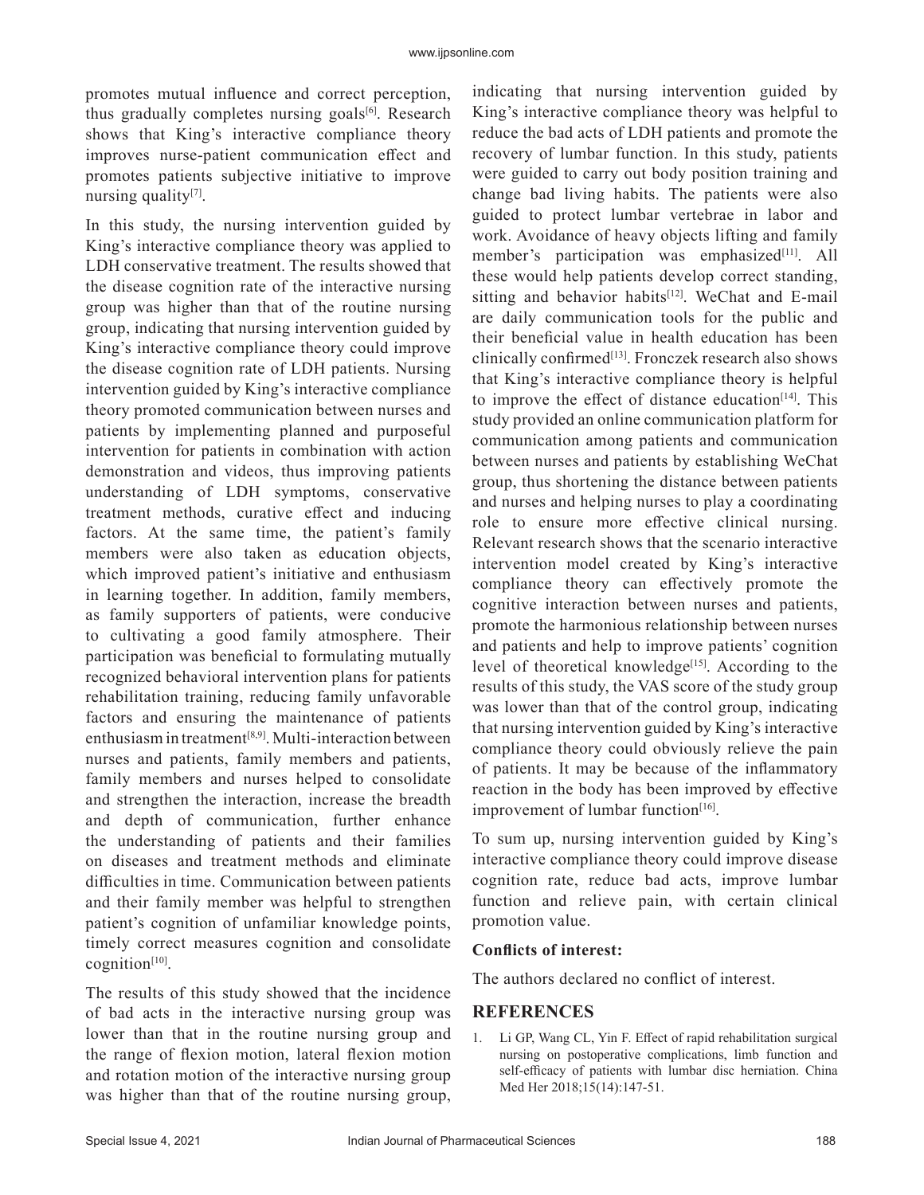promotes mutual influence and correct perception, thus gradually completes nursing goals[6]. Research shows that King's interactive compliance theory improves nurse-patient communication effect and promotes patients subjective initiative to improve nursing quality[7].

In this study, the nursing intervention guided by King's interactive compliance theory was applied to LDH conservative treatment. The results showed that the disease cognition rate of the interactive nursing group was higher than that of the routine nursing group, indicating that nursing intervention guided by King's interactive compliance theory could improve the disease cognition rate of LDH patients. Nursing intervention guided by King's interactive compliance theory promoted communication between nurses and patients by implementing planned and purposeful intervention for patients in combination with action demonstration and videos, thus improving patients understanding of LDH symptoms, conservative treatment methods, curative effect and inducing factors. At the same time, the patient's family members were also taken as education objects, which improved patient's initiative and enthusiasm in learning together. In addition, family members, as family supporters of patients, were conducive to cultivating a good family atmosphere. Their participation was beneficial to formulating mutually recognized behavioral intervention plans for patients rehabilitation training, reducing family unfavorable factors and ensuring the maintenance of patients enthusiasm in treatment[8,9]. Multi-interaction between nurses and patients, family members and patients, family members and nurses helped to consolidate and strengthen the interaction, increase the breadth and depth of communication, further enhance the understanding of patients and their families on diseases and treatment methods and eliminate difficulties in time. Communication between patients and their family member was helpful to strengthen patient's cognition of unfamiliar knowledge points, timely correct measures cognition and consolidate cognition[10].

The results of this study showed that the incidence of bad acts in the interactive nursing group was lower than that in the routine nursing group and the range of flexion motion, lateral flexion motion and rotation motion of the interactive nursing group was higher than that of the routine nursing group, indicating that nursing intervention guided by King's interactive compliance theory was helpful to reduce the bad acts of LDH patients and promote the recovery of lumbar function. In this study, patients were guided to carry out body position training and change bad living habits. The patients were also guided to protect lumbar vertebrae in labor and work. Avoidance of heavy objects lifting and family member's participation was emphasized[11]. All these would help patients develop correct standing, sitting and behavior habits[12]. WeChat and E-mail are daily communication tools for the public and their beneficial value in health education has been clinically confirmed[13]. Fronczek research also shows that King's interactive compliance theory is helpful to improve the effect of distance education[14]. This study provided an online communication platform for communication among patients and communication between nurses and patients by establishing WeChat group, thus shortening the distance between patients and nurses and helping nurses to play a coordinating role to ensure more effective clinical nursing. Relevant research shows that the scenario interactive intervention model created by King's interactive compliance theory can effectively promote the cognitive interaction between nurses and patients, promote the harmonious relationship between nurses and patients and help to improve patients' cognition level of theoretical knowledge[15]. According to the results of this study, the VAS score of the study group was lower than that of the control group, indicating that nursing intervention guided by King's interactive compliance theory could obviously relieve the pain of patients. It may be because of the inflammatory reaction in the body has been improved by effective improvement of lumbar function[16].

To sum up, nursing intervention guided by King's interactive compliance theory could improve disease cognition rate, reduce bad acts, improve lumbar function and relieve pain, with certain clinical promotion value.

**Conflicts of interest:**

The authors declared no conflict of interest.

## REFERENCES

1. Li GP, Wang CL, Yin F. Effect of rapid rehabilitation surgical nursing on postoperative complications, limb function and self-efficacy of patients with lumbar disc herniation. China Med Her 2018;15(14):147-51.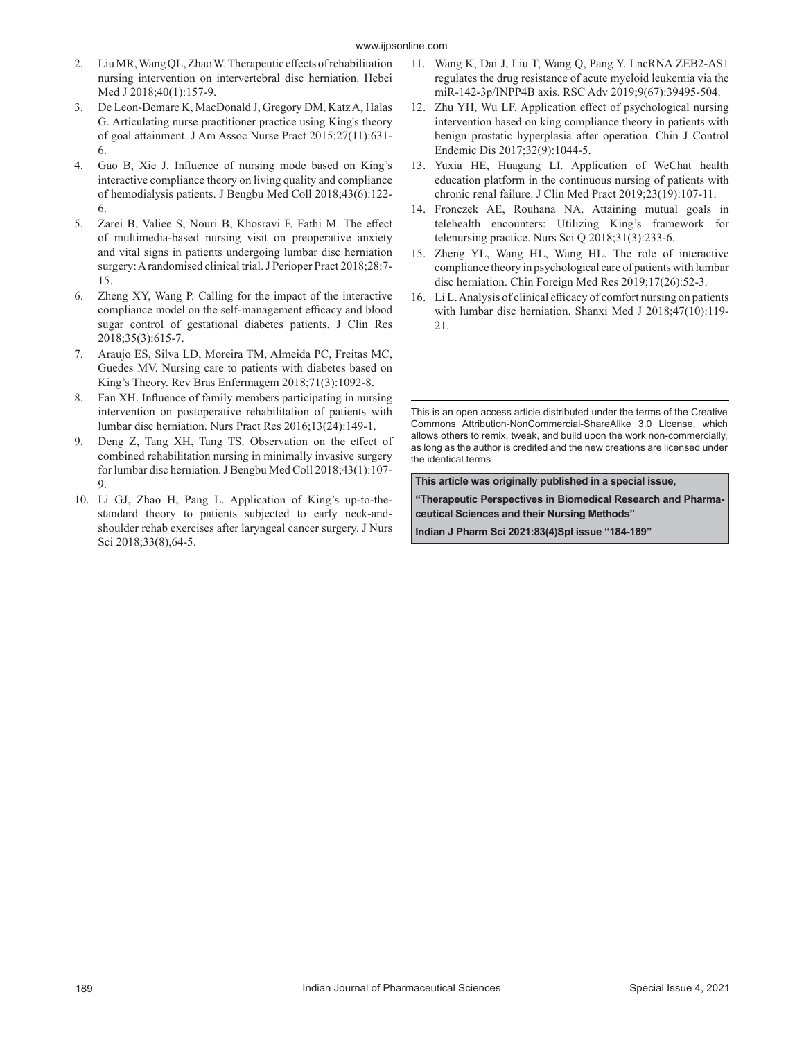2. Liu MR, Wang QL, Zhao W. Therapeutic effects of rehabilitation nursing intervention on intervertebral disc herniation. Hebei Med J 2018;40(1):157-9.
3. De Leon-Demare K, MacDonald J, Gregory DM, Katz A, Halas G. Articulating nurse practitioner practice using King's theory of goal attainment. J Am Assoc Nurse Pract 2015;27(11):631-6.
4. Gao B, Xie J. Influence of nursing mode based on King's interactive compliance theory on living quality and compliance of hemodialysis patients. J Bengbu Med Coll 2018;43(6):122-6.
5. Zarei B, Valiee S, Nouri B, Khosravi F, Fathi M. The effect of multimedia-based nursing visit on preoperative anxiety and vital signs in patients undergoing lumbar disc herniation surgery: A randomised clinical trial. J Perioper Pract 2018;28:7-15.
6. Zheng XY, Wang P. Calling for the impact of the interactive compliance model on the self-management efficacy and blood sugar control of gestational diabetes patients. J Clin Res 2018;35(3):615-7.
7. Araujo ES, Silva LD, Moreira TM, Almeida PC, Freitas MC, Guedes MV. Nursing care to patients with diabetes based on King's Theory. Rev Bras Enfermagem 2018;71(3):1092-8.
8. Fan XH. Influence of family members participating in nursing intervention on postoperative rehabilitation of patients with lumbar disc herniation. Nurs Pract Res 2016;13(24):149-1.
9. Deng Z, Tang XH, Tang TS. Observation on the effect of combined rehabilitation nursing in minimally invasive surgery for lumbar disc herniation. J Bengbu Med Coll 2018;43(1):107-9.
10. Li GJ, Zhao H, Pang L. Application of King's up-to-the-standard theory to patients subjected to early neck-and-shoulder rehab exercises after laryngeal cancer surgery. J Nurs Sci 2018;33(8),64-5.
11. Wang K, Dai J, Liu T, Wang Q, Pang Y. LncRNA ZEB2-AS1 regulates the drug resistance of acute myeloid leukemia via the miR-142-3p/INPP4B axis. RSC Adv 2019;9(67):39495-504.
12. Zhu YH, Wu LF. Application effect of psychological nursing intervention based on king compliance theory in patients with benign prostatic hyperplasia after operation. Chin J Control Endemic Dis 2017;32(9):1044-5.
13. Yuxia HE, Huagang LI. Application of WeChat health education platform in the continuous nursing of patients with chronic renal failure. J Clin Med Pract 2019;23(19):107-11.
14. Fronczek AE, Rouhana NA. Attaining mutual goals in telehealth encounters: Utilizing King's framework for telenursing practice. Nurs Sci Q 2018;31(3):233-6.
15. Zheng YL, Wang HL, Wang HL. The role of interactive compliance theory in psychological care of patients with lumbar disc herniation. Chin Foreign Med Res 2019;17(26):52-3.
16. Li L. Analysis of clinical efficacy of comfort nursing on patients with lumbar disc herniation. Shanxi Med J 2018;47(10):119-21.

---

This is an open access article distributed under the terms of the Creative Commons Attribution-NonCommercial-ShareAlike 3.0 License, which allows others to remix, tweak, and build upon the work non-commercially, as long as the author is credited and the new creations are licensed under the identical terms

**This article was originally published in a special issue,**

**"Therapeutic Perspectives in Biomedical Research and Pharmaceutical Sciences and their Nursing Methods"**

**Indian J Pharm Sci 2021:83(4)Spl issue "184-189"**